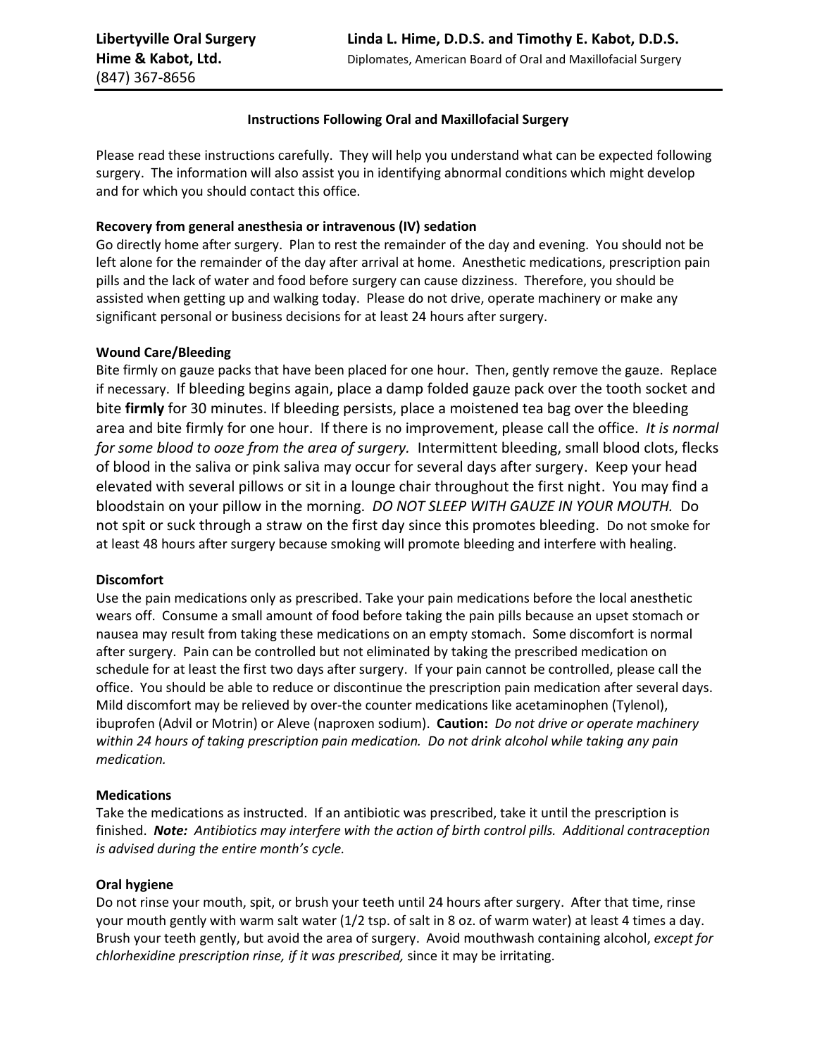**Libertyville Oral Surgery**
**Hime & Kabot, Ltd.**
(847) 367-8656

**Linda L. Hime, D.D.S. and Timothy E. Kabot, D.D.S.**
Diplomates, American Board of Oral and Maxillofacial Surgery

## Instructions Following Oral and Maxillofacial Surgery

Please read these instructions carefully. They will help you understand what can be expected following surgery. The information will also assist you in identifying abnormal conditions which might develop and for which you should contact this office.

### Recovery from general anesthesia or intravenous (IV) sedation

Go directly home after surgery. Plan to rest the remainder of the day and evening. You should not be left alone for the remainder of the day after arrival at home. Anesthetic medications, prescription pain pills and the lack of water and food before surgery can cause dizziness. Therefore, you should be assisted when getting up and walking today. Please do not drive, operate machinery or make any significant personal or business decisions for at least 24 hours after surgery.

### Wound Care/Bleeding

Bite firmly on gauze packs that have been placed for one hour. Then, gently remove the gauze. Replace if necessary. If bleeding begins again, place a damp folded gauze pack over the tooth socket and bite **firmly** for 30 minutes. If bleeding persists, place a moistened tea bag over the bleeding area and bite firmly for one hour. If there is no improvement, please call the office. *It is normal for some blood to ooze from the area of surgery.* Intermittent bleeding, small blood clots, flecks of blood in the saliva or pink saliva may occur for several days after surgery. Keep your head elevated with several pillows or sit in a lounge chair throughout the first night. You may find a bloodstain on your pillow in the morning. *DO NOT SLEEP WITH GAUZE IN YOUR MOUTH.* Do not spit or suck through a straw on the first day since this promotes bleeding. Do not smoke for at least 48 hours after surgery because smoking will promote bleeding and interfere with healing.

### Discomfort

Use the pain medications only as prescribed. Take your pain medications before the local anesthetic wears off. Consume a small amount of food before taking the pain pills because an upset stomach or nausea may result from taking these medications on an empty stomach. Some discomfort is normal after surgery. Pain can be controlled but not eliminated by taking the prescribed medication on schedule for at least the first two days after surgery. If your pain cannot be controlled, please call the office. You should be able to reduce or discontinue the prescription pain medication after several days. Mild discomfort may be relieved by over-the counter medications like acetaminophen (Tylenol), ibuprofen (Advil or Motrin) or Aleve (naproxen sodium). **Caution:** *Do not drive or operate machinery within 24 hours of taking prescription pain medication. Do not drink alcohol while taking any pain medication.*

### Medications

Take the medications as instructed. If an antibiotic was prescribed, take it until the prescription is finished. ***Note:*** *Antibiotics may interfere with the action of birth control pills. Additional contraception is advised during the entire month's cycle.*

### Oral hygiene

Do not rinse your mouth, spit, or brush your teeth until 24 hours after surgery. After that time, rinse your mouth gently with warm salt water (1/2 tsp. of salt in 8 oz. of warm water) at least 4 times a day. Brush your teeth gently, but avoid the area of surgery. Avoid mouthwash containing alcohol, *except for chlorhexidine prescription rinse, if it was prescribed,* since it may be irritating.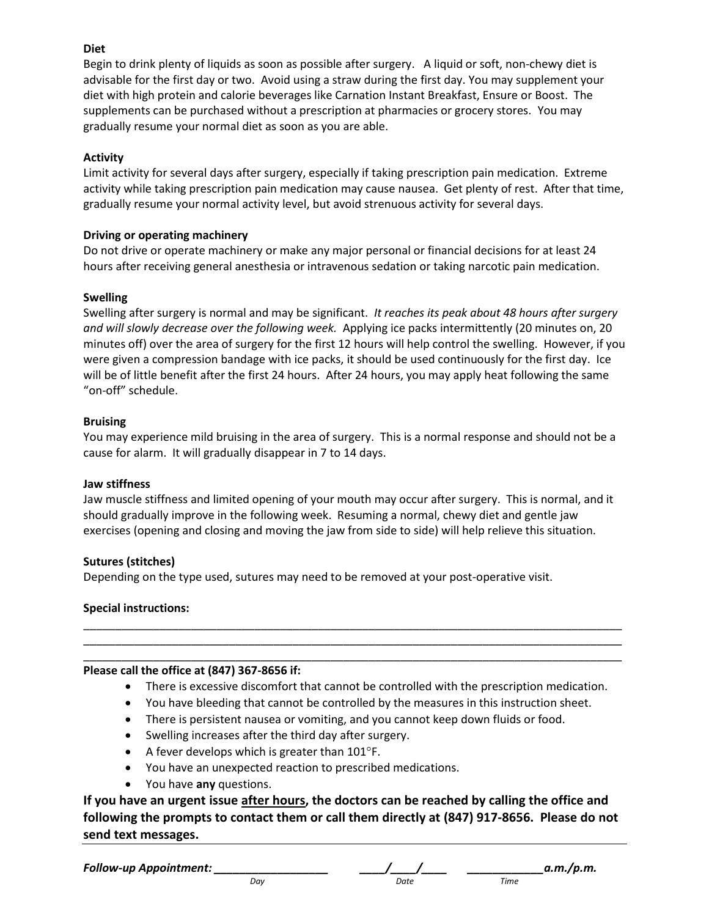**Diet**

Begin to drink plenty of liquids as soon as possible after surgery. A liquid or soft, non-chewy diet is advisable for the first day or two. Avoid using a straw during the first day. You may supplement your diet with high protein and calorie beverages like Carnation Instant Breakfast, Ensure or Boost. The supplements can be purchased without a prescription at pharmacies or grocery stores. You may gradually resume your normal diet as soon as you are able.

**Activity**

Limit activity for several days after surgery, especially if taking prescription pain medication. Extreme activity while taking prescription pain medication may cause nausea. Get plenty of rest. After that time, gradually resume your normal activity level, but avoid strenuous activity for several days.

**Driving or operating machinery**

Do not drive or operate machinery or make any major personal or financial decisions for at least 24 hours after receiving general anesthesia or intravenous sedation or taking narcotic pain medication.

**Swelling**

Swelling after surgery is normal and may be significant. *It reaches its peak about 48 hours after surgery and will slowly decrease over the following week.* Applying ice packs intermittently (20 minutes on, 20 minutes off) over the area of surgery for the first 12 hours will help control the swelling. However, if you were given a compression bandage with ice packs, it should be used continuously for the first day. Ice will be of little benefit after the first 24 hours. After 24 hours, you may apply heat following the same "on-off" schedule.

**Bruising**

You may experience mild bruising in the area of surgery. This is a normal response and should not be a cause for alarm. It will gradually disappear in 7 to 14 days.

**Jaw stiffness**

Jaw muscle stiffness and limited opening of your mouth may occur after surgery. This is normal, and it should gradually improve in the following week. Resuming a normal, chewy diet and gentle jaw exercises (opening and closing and moving the jaw from side to side) will help relieve this situation.

**Sutures (stitches)**

Depending on the type used, sutures may need to be removed at your post-operative visit.

**Special instructions:**

_____________________________________________________________________________________

_____________________________________________________________________________________

_____________________________________________________________________________________

**Please call the office at (847) 367-8656 if:**

- There is excessive discomfort that cannot be controlled with the prescription medication.
- You have bleeding that cannot be controlled by the measures in this instruction sheet.
- There is persistent nausea or vomiting, and you cannot keep down fluids or food.
- Swelling increases after the third day after surgery.
- A fever develops which is greater than 101°F.
- You have an unexpected reaction to prescribed medications.
- You have **any** questions.

**If you have an urgent issue <u>after hours</u>, the doctors can be reached by calling the office and following the prompts to contact them or call them directly at (847) 917-8656. Please do not send text messages.**

***Follow-up Appointment:*** __________________ ____/____/____ ____________***a.m./p.m.***

*Day* *Date* *Time*